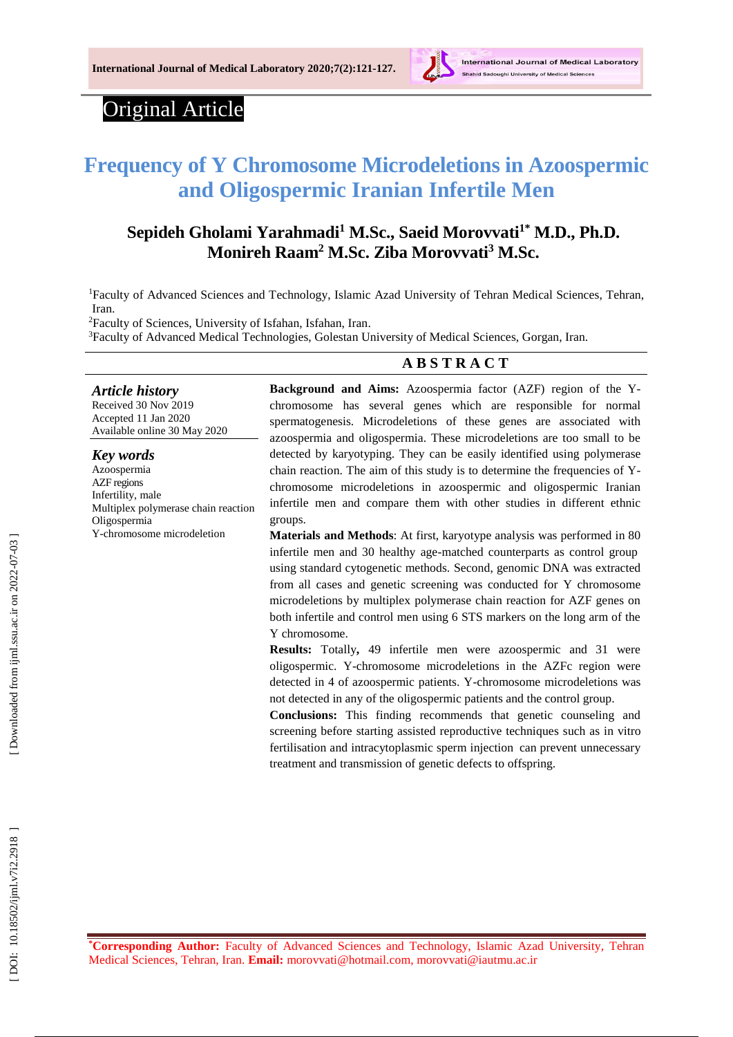Original Article

# Frequency of Y Chromosome Microdeletions in Azoospermic and Oligospermic Iranian Infertile Men

**Sepideh Gholami Yarahmadi[1] M.Sc., Saeid Morovvati[1*] M.D., Ph.D. Monireh Raam[2] M.Sc. Ziba Morovvati[3] M.Sc.**

[1]Faculty of Advanced Sciences and Technology, Islamic Azad University of Tehran Medical Sciences, Tehran, Iran.
[2]Faculty of Sciences, University of Isfahan, Isfahan, Iran.
[3]Faculty of Advanced Medical Technologies, Golestan University of Medical Sciences, Gorgan, Iran.

***Article history***
Received 30 Nov 2019
Accepted 11 Jan 2020
Available online 30 May 2020

***Key words***
Azoospermia
AZF regions
Infertility, male
Multiplex polymerase chain reaction
Oligospermia
Y-chromosome microdeletion

## ABSTRACT

**Background and Aims:** Azoospermia factor (AZF) region of the Y-chromosome has several genes which are responsible for normal spermatogenesis. Microdeletions of these genes are associated with azoospermia and oligospermia. These microdeletions are too small to be detected by karyotyping. They can be easily identified using polymerase chain reaction. The aim of this study is to determine the frequencies of Y-chromosome microdeletions in azoospermic and oligospermic Iranian infertile men and compare them with other studies in different ethnic groups.

**Materials and Methods**: At first, karyotype analysis was performed in 80 infertile men and 30 healthy age-matched counterparts as control group using standard cytogenetic methods. Second, genomic DNA was extracted from all cases and genetic screening was conducted for Y chromosome microdeletions by multiplex polymerase chain reaction for AZF genes on both infertile and control men using 6 STS markers on the long arm of the Y chromosome.

**Results:** Totally**,** 49 infertile men were azoospermic and 31 were oligospermic. Y-chromosome microdeletions in the AZFc region were detected in 4 of azoospermic patients. Y-chromosome microdeletions was not detected in any of the oligospermic patients and the control group.

**Conclusions:** This finding recommends that genetic counseling and screening before starting assisted reproductive techniques such as in vitro fertilisation and intracytoplasmic sperm injection can prevent unnecessary treatment and transmission of genetic defects to offspring.

[*]**Corresponding Author:** Faculty of Advanced Sciences and Technology, Islamic Azad University, Tehran Medical Sciences, Tehran, Iran. **Email:** morovvati@hotmail.com, morovvati@iautmu.ac.ir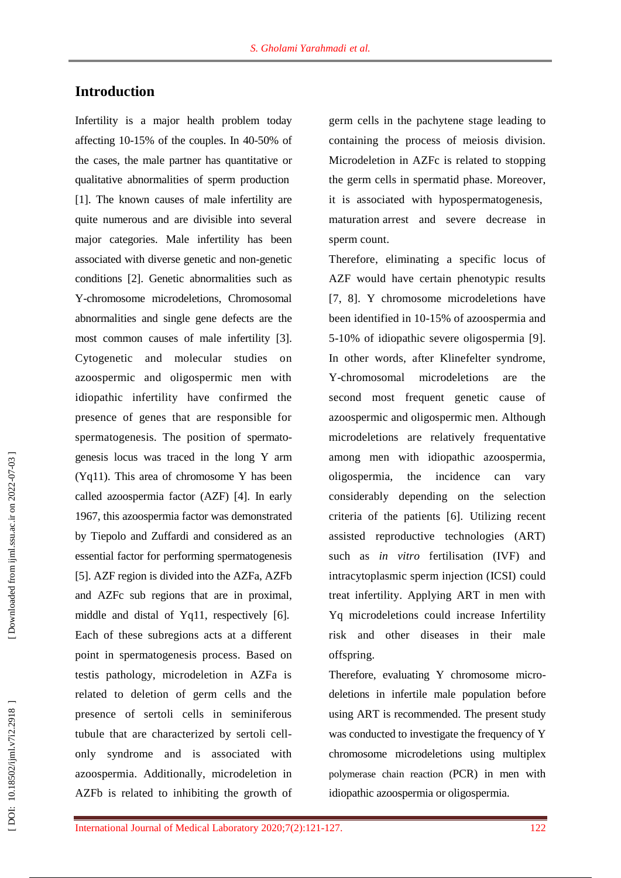## Introduction

Infertility is a major health problem today affecting 10-15% of the couples. In 40-50% of the cases, the male partner has quantitative or qualitative abnormalities of sperm production [1]. The known causes of male infertility are quite numerous and are divisible into several major categories. Male infertility has been associated with diverse genetic and non-genetic conditions [2]. Genetic abnormalities such as Y-chromosome microdeletions, Chromosomal abnormalities and single gene defects are the most common causes of male infertility [3]. Cytogenetic and molecular studies on azoospermic and oligospermic men with idiopathic infertility have confirmed the presence of genes that are responsible for spermatogenesis. The position of spermatogenesis locus was traced in the long Y arm (Yq11). This area of chromosome Y has been called azoospermia factor (AZF) [4]. In early 1967, this azoospermia factor was demonstrated by Tiepolo and Zuffardi and considered as an essential factor for performing spermatogenesis [5]. AZF region is divided into the AZFa, AZFb and AZFc sub regions that are in proximal, middle and distal of Yq11, respectively [6]. Each of these subregions acts at a different point in spermatogenesis process. Based on testis pathology, microdeletion in AZFa is related to deletion of germ cells and the presence of sertoli cells in seminiferous tubule that are characterized by sertoli cell-only syndrome and is associated with azoospermia. Additionally, microdeletion in AZFb is related to inhibiting the growth of germ cells in the pachytene stage leading to containing the process of meiosis division. Microdeletion in AZFc is related to stopping the germ cells in spermatid phase. Moreover, it is associated with hypospermatogenesis, maturation arrest and severe decrease in sperm count.

Therefore, eliminating a specific locus of AZF would have certain phenotypic results [7, 8]. Y chromosome microdeletions have been identified in 10-15% of azoospermia and 5-10% of idiopathic severe oligospermia [9]. In other words, after Klinefelter syndrome, Y-chromosomal microdeletions are the second most frequent genetic cause of azoospermic and oligospermic men. Although microdeletions are relatively frequentative among men with idiopathic azoospermia, oligospermia, the incidence can vary considerably depending on the selection criteria of the patients [6]. Utilizing recent assisted reproductive technologies (ART) such as *in vitro* fertilisation (IVF) and intracytoplasmic sperm injection (ICSI) could treat infertility. Applying ART in men with Yq microdeletions could increase Infertility risk and other diseases in their male offspring.

Therefore, evaluating Y chromosome microdeletions in infertile male population before using ART is recommended. The present study was conducted to investigate the frequency of Y chromosome microdeletions using multiplex polymerase chain reaction (PCR) in men with idiopathic azoospermia or oligospermia.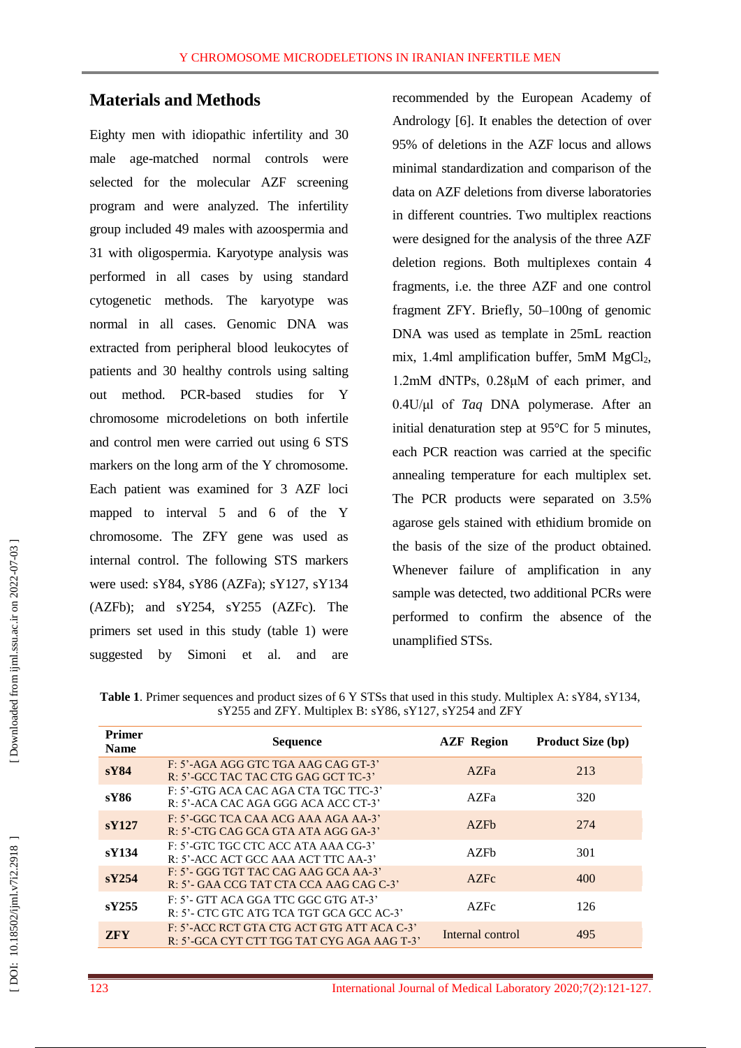## Materials and Methods

Eighty men with idiopathic infertility and 30 male age-matched normal controls were selected for the molecular AZF screening program and were analyzed. The infertility group included 49 males with azoospermia and 31 with oligospermia. Karyotype analysis was performed in all cases by using standard cytogenetic methods. The karyotype was normal in all cases. Genomic DNA was extracted from peripheral blood leukocytes of patients and 30 healthy controls using salting out method. PCR-based studies for Y chromosome microdeletions on both infertile and control men were carried out using 6 STS markers on the long arm of the Y chromosome. Each patient was examined for 3 AZF loci mapped to interval 5 and 6 of the Y chromosome. The ZFY gene was used as internal control. The following STS markers were used: sY84, sY86 (AZFa); sY127, sY134 (AZFb); and sY254, sY255 (AZFc). The primers set used in this study (table 1) were suggested by Simoni et al. and are recommended by the European Academy of Andrology [6]. It enables the detection of over 95% of deletions in the AZF locus and allows minimal standardization and comparison of the data on AZF deletions from diverse laboratories in different countries. Two multiplex reactions were designed for the analysis of the three AZF deletion regions. Both multiplexes contain 4 fragments, i.e. the three AZF and one control fragment ZFY. Briefly, 50–100ng of genomic DNA was used as template in 25mL reaction mix, 1.4ml amplification buffer, 5mM $MgCl_2$, 1.2mM dNTPs, 0.28μM of each primer, and 0.4U/μl of *Taq* DNA polymerase. After an initial denaturation step at 95°C for 5 minutes, each PCR reaction was carried at the specific annealing temperature for each multiplex set. The PCR products were separated on 3.5% agarose gels stained with ethidium bromide on the basis of the size of the product obtained. Whenever failure of amplification in any sample was detected, two additional PCRs were performed to confirm the absence of the unamplified STSs.

**Table 1**. Primer sequences and product sizes of 6 Y STSs that used in this study. Multiplex A: sY84, sY134, sY255 and ZFY. Multiplex B: sY86, sY127, sY254 and ZFY

| Primer Name | Sequence | AZF Region | Product Size (bp) |
|---|---|---|---|
| **sY84** | F: 5'-AGA AGG GTC TGA AAG CAG GT-3'<br>R: 5'-GCC TAC TAC CTG GAG GCT TC-3' | AZFa | 213 |
| **sY86** | F: 5'-GTG ACA CAC AGA CTA TGC TTC-3'<br>R: 5'-ACA CAC AGA GGG ACA ACC CT-3' | AZFa | 320 |
| **sY127** | F: 5'-GGC TCA CAA ACG AAA AGA AA-3'<br>R: 5'-CTG CAG GCA GTA ATA AGG GA-3' | AZFb | 274 |
| **sY134** | F: 5'-GTC TGC CTC ACC ATA AAA CG-3'<br>R: 5'-ACC ACT GCC AAA ACT TTC AA-3' | AZFb | 301 |
| **sY254** | F: 5'- GGG TGT TAC CAG AAG GCA AA-3'<br>R: 5'- GAA CCG TAT CTA CCA AAG CAG C-3' | AZFc | 400 |
| **sY255** | F: 5'- GTT ACA GGA TTC GGC GTG AT-3'<br>R: 5'- CTC GTC ATG TCA TGT GCA GCC AC-3' | AZFc | 126 |
| **ZFY** | F: 5'-ACC RCT GTA CTG ACT GTG ATT ACA C-3'<br>R: 5'-GCA CYT CTT TGG TAT CYG AGA AAG T-3' | Internal control | 495 |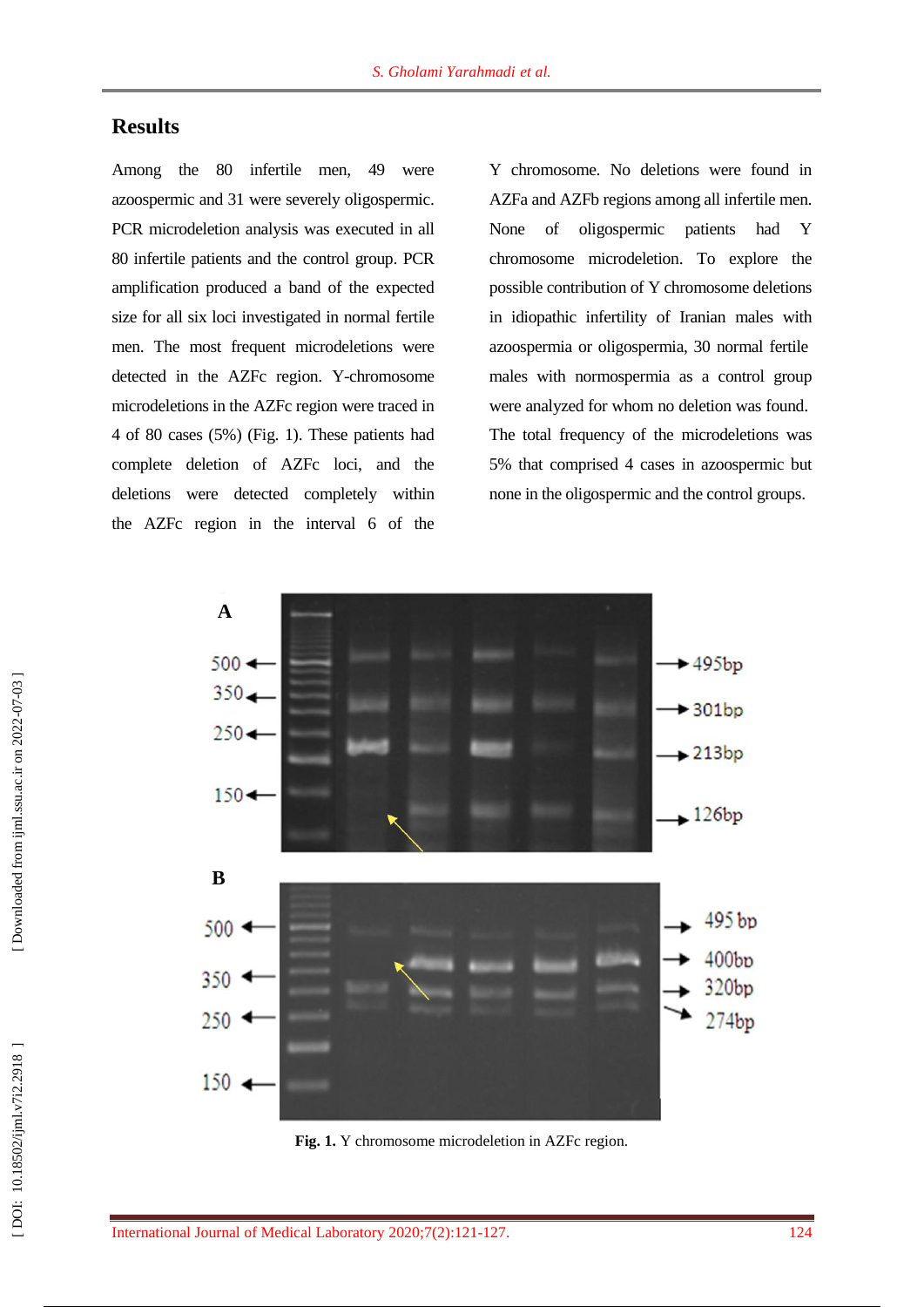## Results

Among the 80 infertile men, 49 were azoospermic and 31 were severely oligospermic. PCR microdeletion analysis was executed in all 80 infertile patients and the control group. PCR amplification produced a band of the expected size for all six loci investigated in normal fertile men. The most frequent microdeletions were detected in the AZFc region. Y-chromosome microdeletions in the AZFc region were traced in 4 of 80 cases (5%) (Fig. 1). These patients had complete deletion of AZFc loci, and the deletions were detected completely within the AZFc region in the interval 6 of the Y chromosome. No deletions were found in AZFa and AZFb regions among all infertile men. None of oligospermic patients had Y chromosome microdeletion. To explore the possible contribution of Y chromosome deletions in idiopathic infertility of Iranian males with azoospermia or oligospermia, 30 normal fertile males with normospermia as a control group were analyzed for whom no deletion was found. The total frequency of the microdeletions was 5% that comprised 4 cases in azoospermic but none in the oligospermic and the control groups.

**Fig. 1.** Y chromosome microdeletion in AZFc region.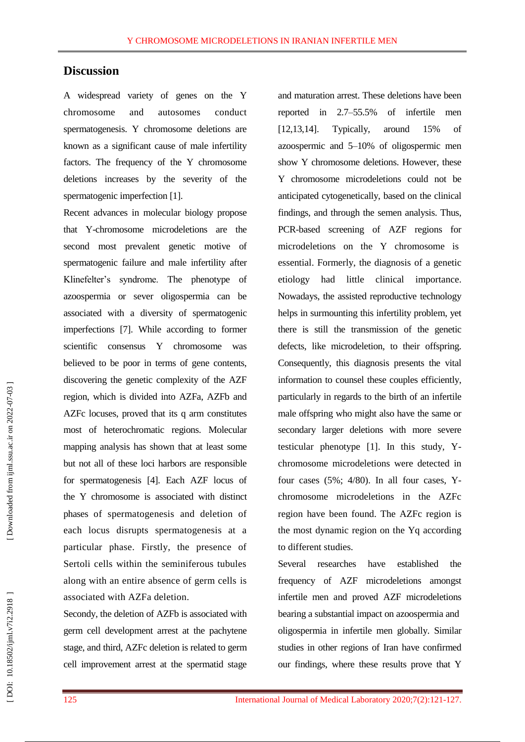## Discussion

A widespread variety of genes on the Y chromosome and autosomes conduct spermatogenesis. Y chromosome deletions are known as a significant cause of male infertility factors. The frequency of the Y chromosome deletions increases by the severity of the spermatogenic imperfection [1].

Recent advances in molecular biology propose that Y-chromosome microdeletions are the second most prevalent genetic motive of spermatogenic failure and male infertility after Klinefelter's syndrome. The phenotype of azoospermia or sever oligospermia can be associated with a diversity of spermatogenic imperfections [7]. While according to former scientific consensus Y chromosome was believed to be poor in terms of gene contents, discovering the genetic complexity of the AZF region, which is divided into AZFa, AZFb and AZFc locuses, proved that its q arm constitutes most of heterochromatic regions. Molecular mapping analysis has shown that at least some but not all of these loci harbors are responsible for spermatogenesis [4]. Each AZF locus of the Y chromosome is associated with distinct phases of spermatogenesis and deletion of each locus disrupts spermatogenesis at a particular phase. Firstly, the presence of Sertoli cells within the seminiferous tubules along with an entire absence of germ cells is associated with AZFa deletion.

Secondy, the deletion of AZFb is associated with germ cell development arrest at the pachytene stage, and third, AZFc deletion is related to germ cell improvement arrest at the spermatid stage and maturation arrest. These deletions have been reported in 2.7–55.5% of infertile men [12,13,14]. Typically, around 15% of azoospermic and 5–10% of oligospermic men show Y chromosome deletions. However, these Y chromosome microdeletions could not be anticipated cytogenetically, based on the clinical findings, and through the semen analysis. Thus, PCR-based screening of AZF regions for microdeletions on the Y chromosome is essential. Formerly, the diagnosis of a genetic etiology had little clinical importance. Nowadays, the assisted reproductive technology helps in surmounting this infertility problem, yet there is still the transmission of the genetic defects, like microdeletion, to their offspring. Consequently, this diagnosis presents the vital information to counsel these couples efficiently, particularly in regards to the birth of an infertile male offspring who might also have the same or secondary larger deletions with more severe testicular phenotype [1]. In this study, Y-chromosome microdeletions were detected in four cases (5%; 4/80). In all four cases, Y-chromosome microdeletions in the AZFc region have been found. The AZFc region is the most dynamic region on the Yq according to different studies.

Several researches have established the frequency of AZF microdeletions amongst infertile men and proved AZF microdeletions bearing a substantial impact on azoospermia and oligospermia in infertile men globally. Similar studies in other regions of Iran have confirmed our findings, where these results prove that Y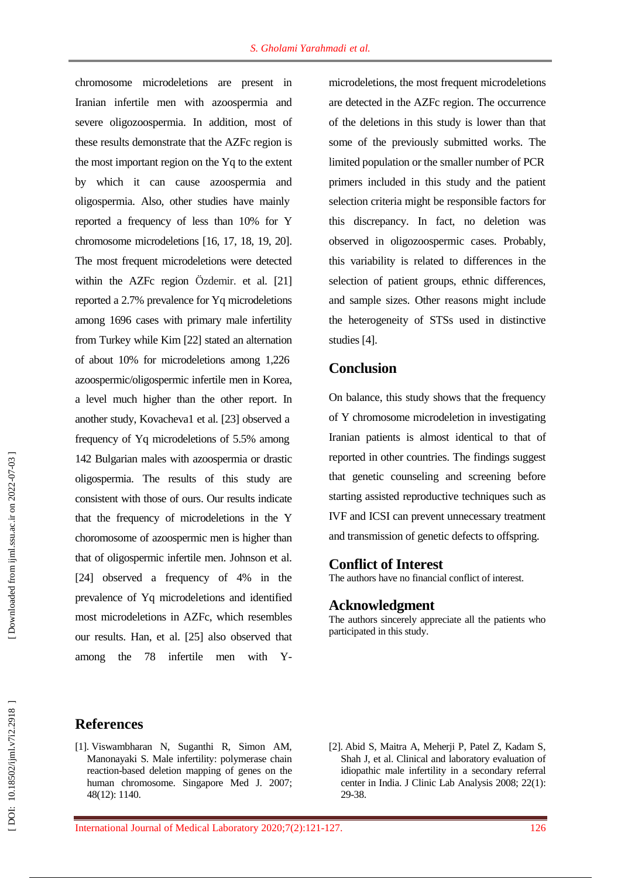chromosome microdeletions are present in Iranian infertile men with azoospermia and severe oligozoospermia. In addition, most of these results demonstrate that the AZFc region is the most important region on the Yq to the extent by which it can cause azoospermia and oligospermia. Also, other studies have mainly reported a frequency of less than 10% for Y chromosome microdeletions [16, 17, 18, 19, 20]. The most frequent microdeletions were detected within the AZFc region Özdemir. et al. [21] reported a 2.7% prevalence for Yq microdeletions among 1696 cases with primary male infertility from Turkey while Kim [22] stated an alternation of about 10% for microdeletions among 1,226 azoospermic/oligospermic infertile men in Korea, a level much higher than the other report. In another study, Kovacheva1 et al. [23] observed a frequency of Yq microdeletions of 5.5% among 142 Bulgarian males with azoospermia or drastic oligospermia. The results of this study are consistent with those of ours. Our results indicate that the frequency of microdeletions in the Y choromosome of azoospermic men is higher than that of oligospermic infertile men. Johnson et al. [24] observed a frequency of 4% in the prevalence of Yq microdeletions and identified most microdeletions in AZFc, which resembles our results. Han, et al. [25] also observed that among the 78 infertile men with Y-microdeletions, the most frequent microdeletions are detected in the AZFc region. The occurrence of the deletions in this study is lower than that some of the previously submitted works. The limited population or the smaller number of PCR primers included in this study and the patient selection criteria might be responsible factors for this discrepancy. In fact, no deletion was observed in oligozoospermic cases. Probably, this variability is related to differences in the selection of patient groups, ethnic differences, and sample sizes. Other reasons might include the heterogeneity of STSs used in distinctive studies [4].

## Conclusion

On balance, this study shows that the frequency of Y chromosome microdeletion in investigating Iranian patients is almost identical to that of reported in other countries. The findings suggest that genetic counseling and screening before starting assisted reproductive techniques such as IVF and ICSI can prevent unnecessary treatment and transmission of genetic defects to offspring.

## Conflict of Interest

The authors have no financial conflict of interest.

## Acknowledgment

The authors sincerely appreciate all the patients who participated in this study.

## References

[1]. Viswambharan N, Suganthi R, Simon AM, Manonayaki S. Male infertility: polymerase chain reaction-based deletion mapping of genes on the human chromosome. Singapore Med J. 2007; 48(12): 1140.

[2]. Abid S, Maitra A, Meherji P, Patel Z, Kadam S, Shah J, et al. Clinical and laboratory evaluation of idiopathic male infertility in a secondary referral center in India. J Clinic Lab Analysis 2008; 22(1): 29-38.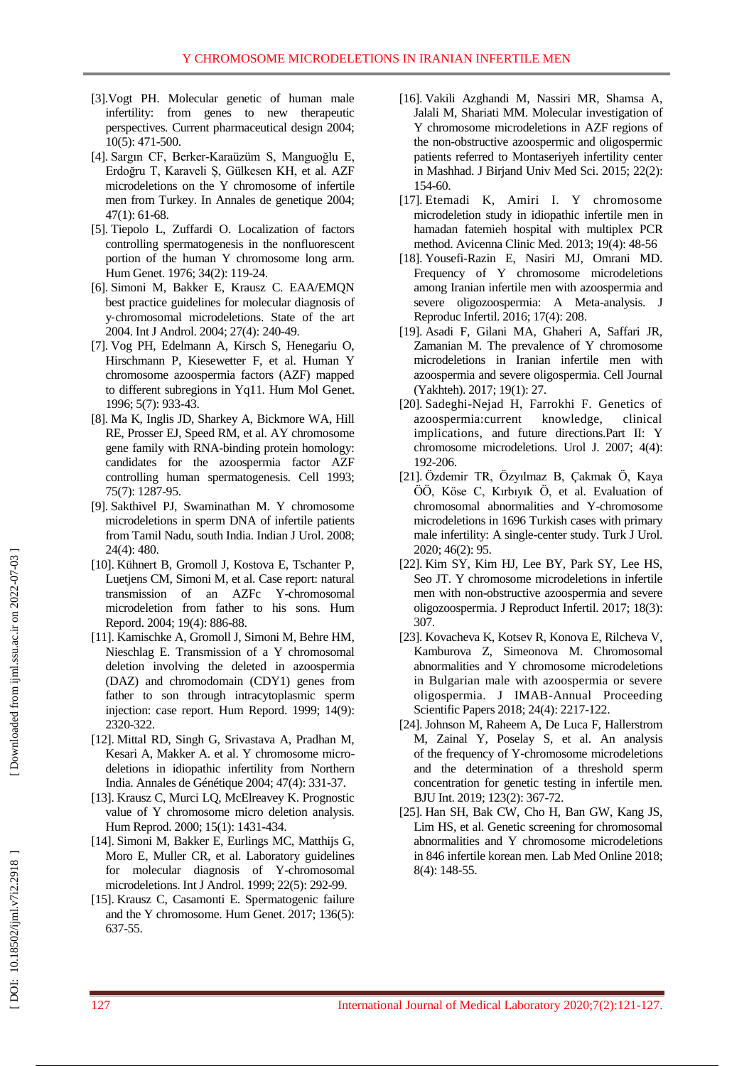[3]. Vogt PH. Molecular genetic of human male infertility: from genes to new therapeutic perspectives. Current pharmaceutical design 2004; 10(5): 471-500.

[4]. Sargın CF, Berker-Karaüzüm S, Manguoğlu E, Erdoğru T, Karaveli Ş, Gülkesen KH, et al. AZF microdeletions on the Y chromosome of infertile men from Turkey. In Annales de genetique 2004; 47(1): 61-68.

[5]. Tiepolo L, Zuffardi O. Localization of factors controlling spermatogenesis in the nonfluorescent portion of the human Y chromosome long arm. Hum Genet. 1976; 34(2): 119-24.

[6]. Simoni M, Bakker E, Krausz C. EAA/EMQN best practice guidelines for molecular diagnosis of y-chromosomal microdeletions. State of the art 2004. Int J Androl. 2004; 27(4): 240-49.

[7]. Vog PH, Edelmann A, Kirsch S, Henegariu O, Hirschmann P, Kiesewetter F, et al. Human Y chromosome azoospermia factors (AZF) mapped to different subregions in Yq11. Hum Mol Genet. 1996; 5(7): 933-43.

[8]. Ma K, Inglis JD, Sharkey A, Bickmore WA, Hill RE, Prosser EJ, Speed RM, et al. AY chromosome gene family with RNA-binding protein homology: candidates for the azoospermia factor AZF controlling human spermatogenesis. Cell 1993; 75(7): 1287-95.

[9]. Sakthivel PJ, Swaminathan M. Y chromosome microdeletions in sperm DNA of infertile patients from Tamil Nadu, south India. Indian J Urol. 2008; 24(4): 480.

[10]. Kühnert B, Gromoll J, Kostova E, Tschanter P, Luetjens CM, Simoni M, et al. Case report: natural transmission of an AZFc Y-chromosomal microdeletion from father to his sons. Hum Repord. 2004; 19(4): 886-88.

[11]. Kamischke A, Gromoll J, Simoni M, Behre HM, Nieschlag E. Transmission of a Y chromosomal deletion involving the deleted in azoospermia (DAZ) and chromodomain (CDY1) genes from father to son through intracytoplasmic sperm injection: case report. Hum Repord. 1999; 14(9): 2320-322.

[12]. Mittal RD, Singh G, Srivastava A, Pradhan M, Kesari A, Makker A. et al. Y chromosome micro-deletions in idiopathic infertility from Northern India. Annales de Génétique 2004; 47(4): 331-37.

[13]. Krausz C, Murci LQ, McElreavey K. Prognostic value of Y chromosome micro deletion analysis. Hum Reprod. 2000; 15(1): 1431-434.

[14]. Simoni M, Bakker E, Eurlings MC, Matthijs G, Moro E, Muller CR, et al. Laboratory guidelines for molecular diagnosis of Y-chromosomal microdeletions. Int J Androl. 1999; 22(5): 292-99.

[15]. Krausz C, Casamonti E. Spermatogenic failure and the Y chromosome. Hum Genet. 2017; 136(5): 637-55.

[16]. Vakili Azghandi M, Nassiri MR, Shamsa A, Jalali M, Shariati MM. Molecular investigation of Y chromosome microdeletions in AZF regions of the non-obstructive azoospermic and oligospermic patients referred to Montaseriyeh infertility center in Mashhad. J Birjand Univ Med Sci. 2015; 22(2): 154-60.

[17]. Etemadi K, Amiri I. Y chromosome microdeletion study in idiopathic infertile men in hamadan fatemieh hospital with multiplex PCR method. Avicenna Clinic Med. 2013; 19(4): 48-56

[18]. Yousefi-Razin E, Nasiri MJ, Omrani MD. Frequency of Y chromosome microdeletions among Iranian infertile men with azoospermia and severe oligozoospermia: A Meta-analysis. J Reproduc Infertil. 2016; 17(4): 208.

[19]. Asadi F, Gilani MA, Ghaheri A, Saffari JR, Zamanian M. The prevalence of Y chromosome microdeletions in Iranian infertile men with azoospermia and severe oligospermia. Cell Journal (Yakhteh). 2017; 19(1): 27.

[20]. Sadeghi-Nejad H, Farrokhi F. Genetics of azoospermia:current knowledge, clinical implications, and future directions.Part II: Y chromosome microdeletions. Urol J. 2007; 4(4): 192-206.

[21]. Özdemir TR, Özyılmaz B, Çakmak Ö, Kaya ÖÖ, Köse C, Kırbıyık Ö, et al. Evaluation of chromosomal abnormalities and Y-chromosome microdeletions in 1696 Turkish cases with primary male infertility: A single-center study. Turk J Urol. 2020; 46(2): 95.

[22]. Kim SY, Kim HJ, Lee BY, Park SY, Lee HS, Seo JT. Y chromosome microdeletions in infertile men with non-obstructive azoospermia and severe oligozoospermia. J Reproduct Infertil. 2017; 18(3): 307.

[23]. Kovacheva K, Kotsev R, Konova E, Rilcheva V, Kamburova Z, Simeonova M. Chromosomal abnormalities and Y chromosome microdeletions in Bulgarian male with azoospermia or severe oligospermia. J IMAB-Annual Proceeding Scientific Papers 2018; 24(4): 2217-122.

[24]. Johnson M, Raheem A, De Luca F, Hallerstrom M, Zainal Y, Poselay S, et al. An analysis of the frequency of Y-chromosome microdeletions and the determination of a threshold sperm concentration for genetic testing in infertile men. BJU Int. 2019; 123(2): 367-72.

[25]. Han SH, Bak CW, Cho H, Ban GW, Kang JS, Lim HS, et al. Genetic screening for chromosomal abnormalities and Y chromosome microdeletions in 846 infertile korean men. Lab Med Online 2018; 8(4): 148-55.